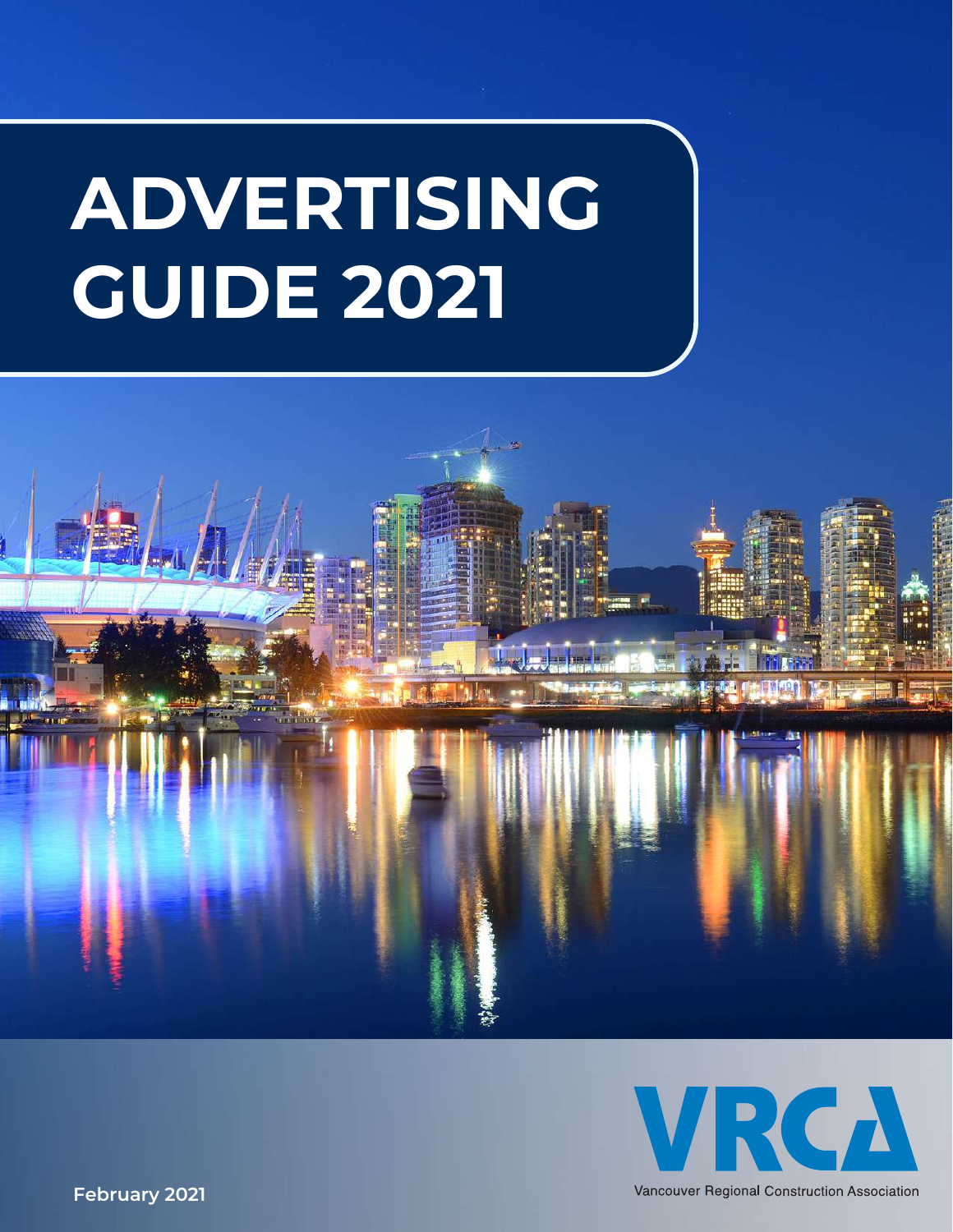# ADVERTISING GUIDE 2021

VRCA

Vancouver Regional Construction Association

February 2021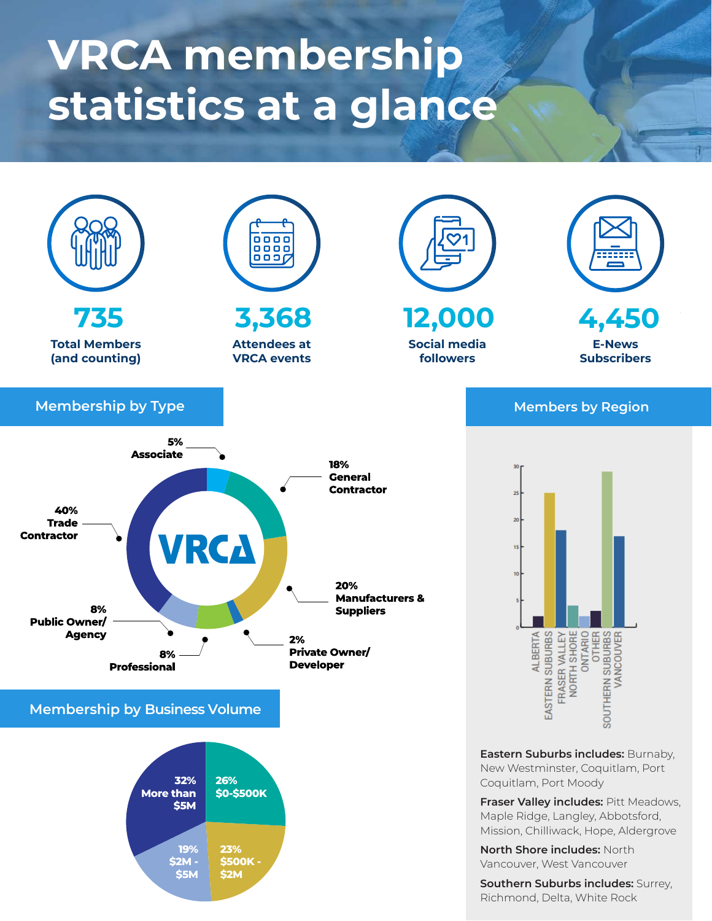# VRCA membership statistics at a glance

**735**
Total Members (and counting)

**3,368**
Attendees at VRCA events

**12,000**
Social media followers

**4,450**
E-News Subscribers

## Membership by Type

| Type | Percentage |
| --- | --- |
| Associate | 5% |
| General Contractor | 18% |
| Manufacturers & Suppliers | 20% |
| Private Owner/ Developer | 2% |
| Professional | 8% |
| Public Owner/ Agency | 8% |
| Trade Contractor | 40% |

## Membership by Business Volume

| Business Volume | Percentage |
| --- | --- |
| $0-$500K | 26% |
| $500K - $2M | 23% |
| $2M - $5M | 19% |
| More than $5M | 32% |

## Members by Region

| Region | Members (approx.) |
| --- | --- |
| ALBERTA | 2 |
| EASTERN SUBURBS | 25 |
| FRASER VALLEY | 18 |
| NORTH SHORE | 4 |
| ONTARIO | 2 |
| OTHER | 3 |
| SOUTHERN SUBURBS | 29 |
| VANCOUVER | 17 |

**Eastern Suburbs includes:** Burnaby, New Westminster, Coquitlam, Port Coquitlam, Port Moody

**Fraser Valley includes:** Pitt Meadows, Maple Ridge, Langley, Abbotsford, Mission, Chilliwack, Hope, Aldergrove

**North Shore includes:** North Vancouver, West Vancouver

**Southern Suburbs includes:** Surrey, Richmond, Delta, White Rock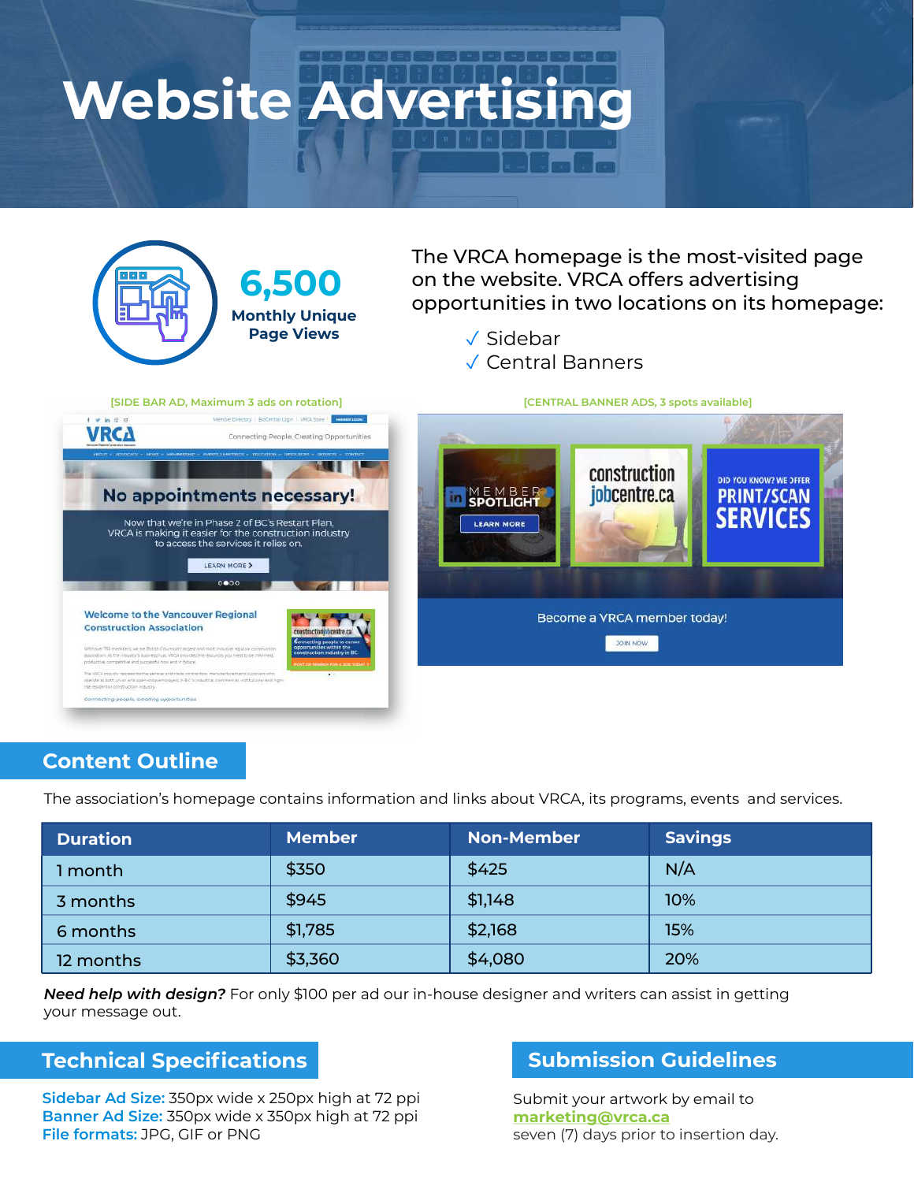# Website Advertising

**6,500**
**Monthly Unique Page Views**

The VRCA homepage is the most-visited page on the website. VRCA offers advertising opportunities in two locations on its homepage:

- ✓ Sidebar
- ✓ Central Banners

[SIDE BAR AD, Maximum 3 ads on rotation]

[CENTRAL BANNER ADS, 3 spots available]

## Content Outline

The association's homepage contains information and links about VRCA, its programs, events and services.

| Duration | Member | Non-Member | Savings |
|---|---|---|---|
| 1 month | $350 | $425 | N/A |
| 3 months | $945 | $1,148 | 10% |
| 6 months | $1,785 | $2,168 | 15% |
| 12 months | $3,360 | $4,080 | 20% |

***Need help with design?*** For only $100 per ad our in-house designer and writers can assist in getting your message out.

## Technical Specifications

**Sidebar Ad Size:** 350px wide x 250px high at 72 ppi
**Banner Ad Size:** 350px wide x 350px high at 72 ppi
**File formats:** JPG, GIF or PNG

## Submission Guidelines

Submit your artwork by email to
**marketing@vrca.ca**
seven (7) days prior to insertion day.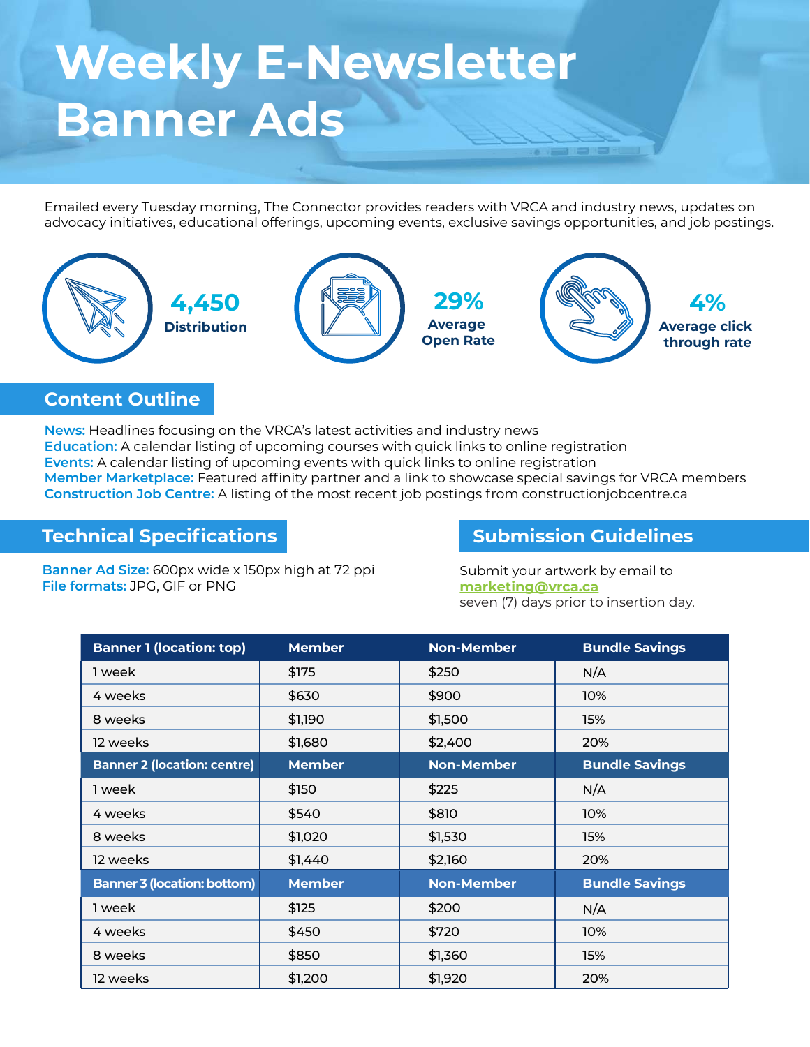# Weekly E-Newsletter Banner Ads

Emailed every Tuesday morning, The Connector provides readers with VRCA and industry news, updates on advocacy initiatives, educational offerings, upcoming events, exclusive savings opportunities, and job postings.

**4,450**
**Distribution**

**29%**
**Average Open Rate**

**4%**
**Average click through rate**

## Content Outline

**News:** Headlines focusing on the VRCA's latest activities and industry news
**Education:** A calendar listing of upcoming courses with quick links to online registration
**Events:** A calendar listing of upcoming events with quick links to online registration
**Member Marketplace:** Featured affinity partner and a link to showcase special savings for VRCA members
**Construction Job Centre:** A listing of the most recent job postings from constructionjobcentre.ca

## Technical Specifications

**Banner Ad Size:** 600px wide x 150px high at 72 ppi
**File formats:** JPG, GIF or PNG

## Submission Guidelines

Submit your artwork by email to
**marketing@vrca.ca**
seven (7) days prior to insertion day.

| Banner 1 (location: top) | Member | Non-Member | Bundle Savings |
|---|---|---|---|
| 1 week | $175 | $250 | N/A |
| 4 weeks | $630 | $900 | 10% |
| 8 weeks | $1,190 | $1,500 | 15% |
| 12 weeks | $1,680 | $2,400 | 20% |
| **Banner 2 (location: centre)** | **Member** | **Non-Member** | **Bundle Savings** |
| 1 week | $150 | $225 | N/A |
| 4 weeks | $540 | $810 | 10% |
| 8 weeks | $1,020 | $1,530 | 15% |
| 12 weeks | $1,440 | $2,160 | 20% |
| **Banner 3 (location: bottom)** | **Member** | **Non-Member** | **Bundle Savings** |
| 1 week | $125 | $200 | N/A |
| 4 weeks | $450 | $720 | 10% |
| 8 weeks | $850 | $1,360 | 15% |
| 12 weeks | $1,200 | $1,920 | 20% |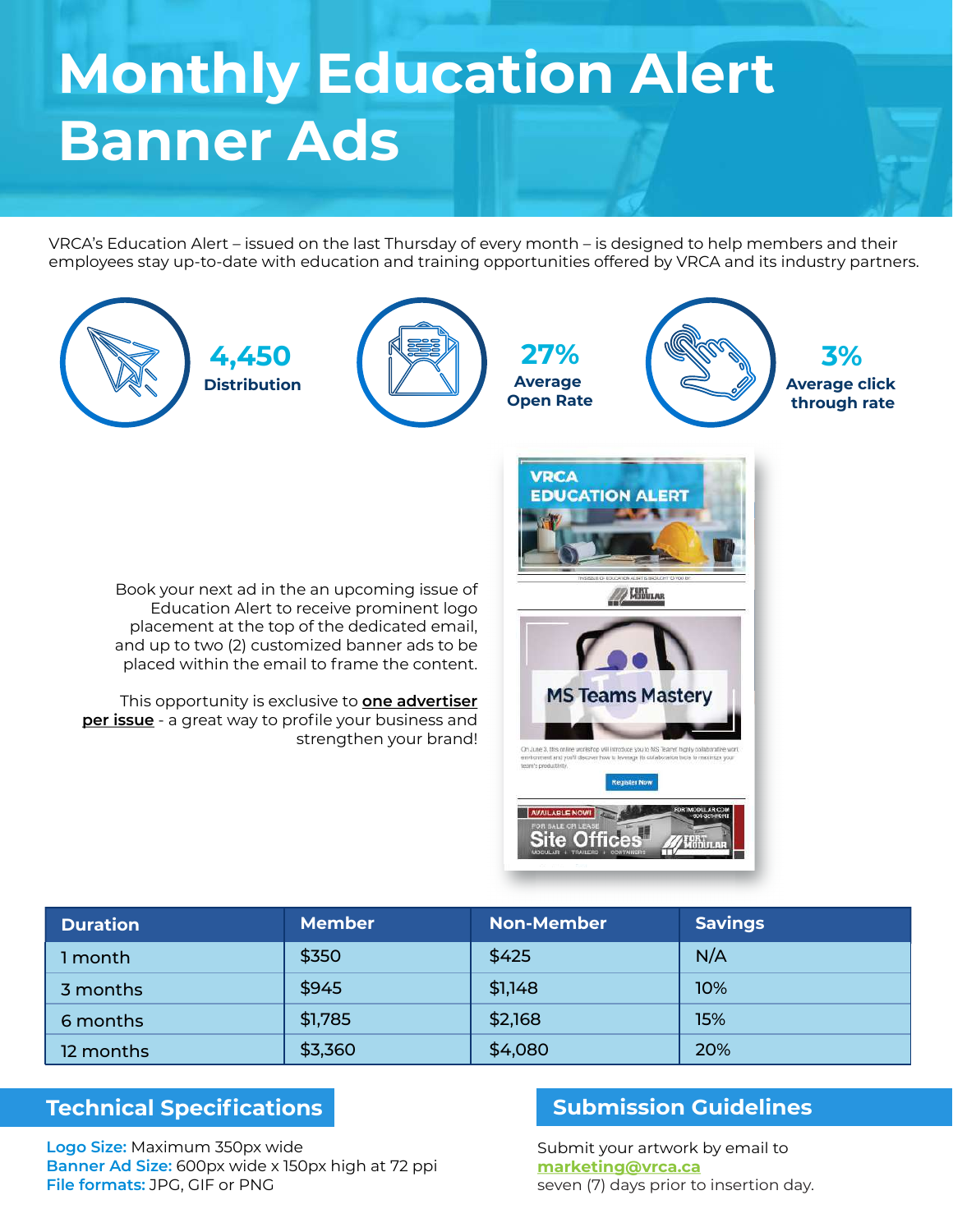# Monthly Education Alert Banner Ads

VRCA's Education Alert – issued on the last Thursday of every month – is designed to help members and their employees stay up-to-date with education and training opportunities offered by VRCA and its industry partners.

**4,450**
**Distribution**

**27%**
**Average Open Rate**

**3%**
**Average click through rate**

Book your next ad in the an upcoming issue of Education Alert to receive prominent logo placement at the top of the dedicated email, and up to two (2) customized banner ads to be placed within the email to frame the content.

This opportunity is exclusive to **one advertiser per issue** - a great way to profile your business and strengthen your brand!

| Duration | Member | Non-Member | Savings |
|---|---|---|---|
| 1 month | $350 | $425 | N/A |
| 3 months | $945 | $1,148 | 10% |
| 6 months | $1,785 | $2,168 | 15% |
| 12 months | $3,360 | $4,080 | 20% |

## Technical Specifications

**Logo Size:** Maximum 350px wide
**Banner Ad Size:** 600px wide x 150px high at 72 ppi
**File formats:** JPG, GIF or PNG

## Submission Guidelines

Submit your artwork by email to **marketing@vrca.ca** seven (7) days prior to insertion day.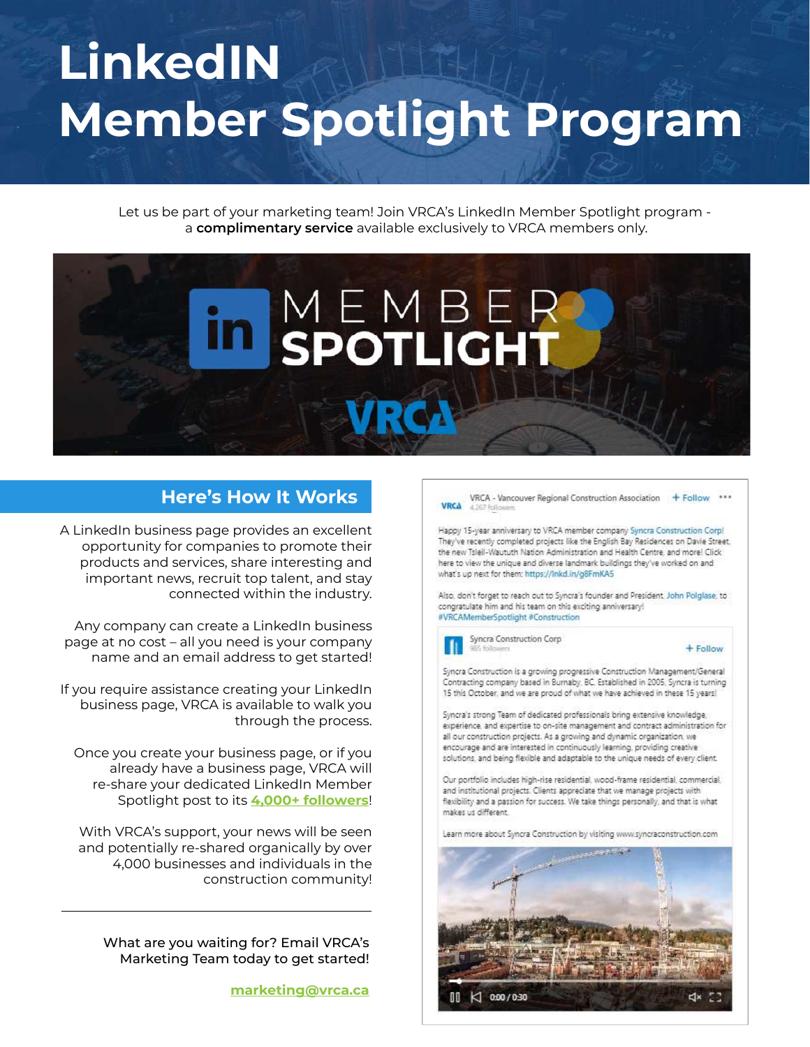# LinkedIN Member Spotlight Program

Let us be part of your marketing team! Join VRCA's LinkedIn Member Spotlight program - a **complimentary service** available exclusively to VRCA members only.

## Here's How It Works

A LinkedIn business page provides an excellent opportunity for companies to promote their products and services, share interesting and important news, recruit top talent, and stay connected within the industry.

Any company can create a LinkedIn business page at no cost – all you need is your company name and an email address to get started!

If you require assistance creating your LinkedIn business page, VRCA is available to walk you through the process.

Once you create your business page, or if you already have a business page, VRCA will re-share your dedicated LinkedIn Member Spotlight post to its **4,000+ followers**!

With VRCA's support, your news will be seen and potentially re-shared organically by over 4,000 businesses and individuals in the construction community!

---

What are you waiting for? Email VRCA's Marketing Team today to get started!

**marketing@vrca.ca**

VRCA - Vancouver Regional Construction Association
4,267 followers

Happy 15-year anniversary to VRCA member company Syncra Construction Corp! They've recently completed projects like the English Bay Residences on Davie Street, the new Tsleil-Waututh Nation Administration and Health Centre, and more! Click here to view the unique and diverse landmark buildings they've worked on and what's up next for them: https://lnkd.in/g8FmKA5

Also, don't forget to reach out to Syncra's founder and President, John Polglase, to congratulate him and his team on this exciting anniversary! #VRCAMemberSpotlight #Construction

Syncra Construction Corp
905 followers

Syncra Construction is a growing progressive Construction Management/General Contracting company based in Burnaby, BC. Established in 2005, Syncra is turning 15 this October, and we are proud of what we have achieved in these 15 years!

Syncra's strong Team of dedicated professionals bring extensive knowledge, experience, and expertise to on-site management and contract administration for all our construction projects. As a growing and dynamic organization, we encourage and are interested in continuously learning, providing creative solutions, and being flexible and adaptable to the unique needs of every client.

Our portfolio includes high-rise residential, wood-frame residential, commercial, and institutional projects. Clients appreciate that we manage projects with flexibility and a passion for success. We take things personally, and that is what makes us different.

Learn more about Syncra Construction by visiting www.syncraconstruction.com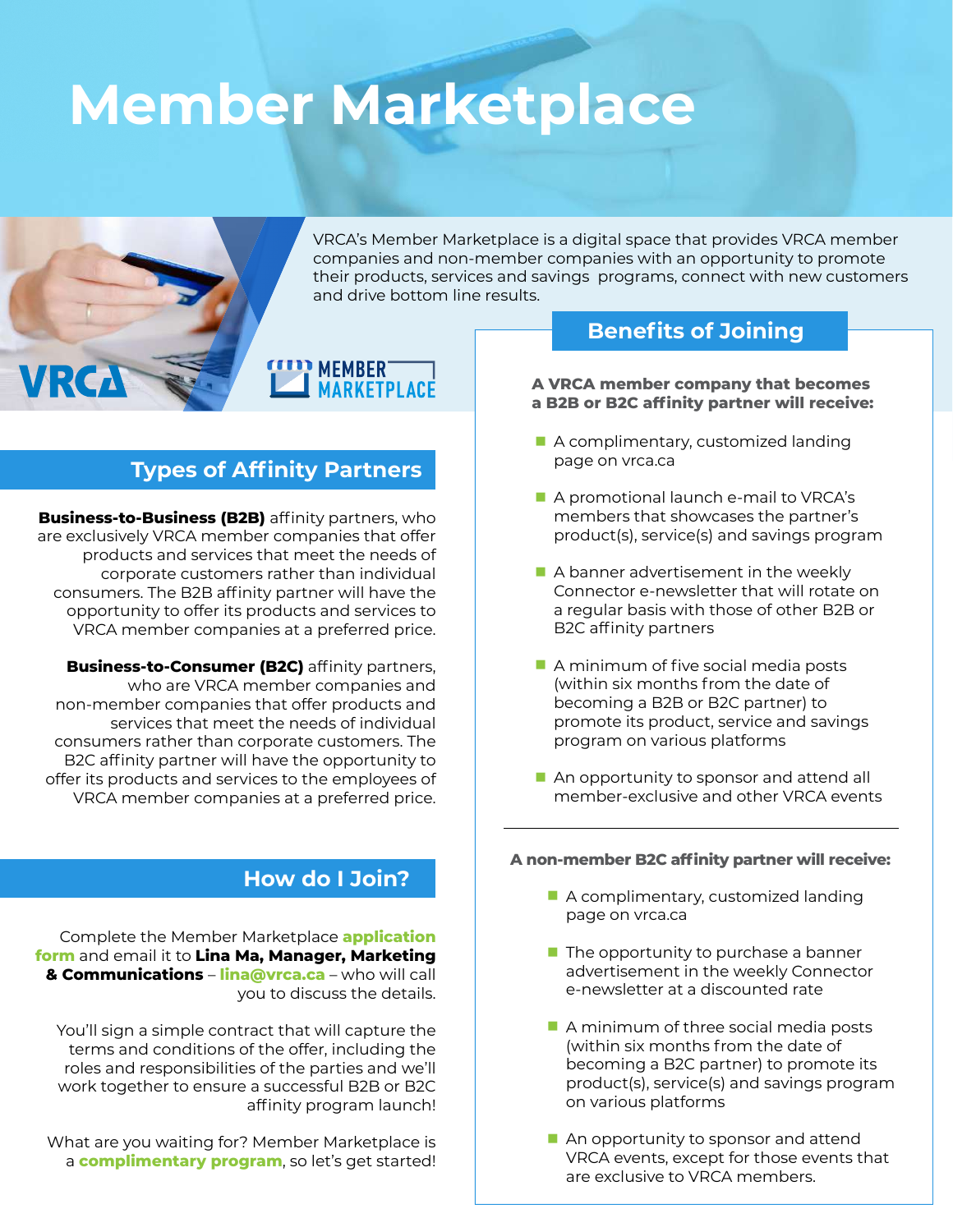# Member Marketplace

VRCA

MEMBER MARKETPLACE

VRCA's Member Marketplace is a digital space that provides VRCA member companies and non-member companies with an opportunity to promote their products, services and savings programs, connect with new customers and drive bottom line results.

## Types of Affinity Partners

**Business-to-Business (B2B)** affinity partners, who are exclusively VRCA member companies that offer products and services that meet the needs of corporate customers rather than individual consumers. The B2B affinity partner will have the opportunity to offer its products and services to VRCA member companies at a preferred price.

**Business-to-Consumer (B2C)** affinity partners, who are VRCA member companies and non-member companies that offer products and services that meet the needs of individual consumers rather than corporate customers. The B2C affinity partner will have the opportunity to offer its products and services to the employees of VRCA member companies at a preferred price.

## How do I Join?

Complete the Member Marketplace **application form** and email it to **Lina Ma, Manager, Marketing & Communications** – **lina@vrca.ca** – who will call you to discuss the details.

You'll sign a simple contract that will capture the terms and conditions of the offer, including the roles and responsibilities of the parties and we'll work together to ensure a successful B2B or B2C affinity program launch!

What are you waiting for? Member Marketplace is a **complimentary program**, so let's get started!

## Benefits of Joining

**A VRCA member company that becomes a B2B or B2C affinity partner will receive:**

- A complimentary, customized landing page on vrca.ca
- A promotional launch e-mail to VRCA's members that showcases the partner's product(s), service(s) and savings program
- A banner advertisement in the weekly Connector e-newsletter that will rotate on a regular basis with those of other B2B or B2C affinity partners
- A minimum of five social media posts (within six months from the date of becoming a B2B or B2C partner) to promote its product, service and savings program on various platforms
- An opportunity to sponsor and attend all member-exclusive and other VRCA events

**A non-member B2C affinity partner will receive:**

- A complimentary, customized landing page on vrca.ca
- The opportunity to purchase a banner advertisement in the weekly Connector e-newsletter at a discounted rate
- A minimum of three social media posts (within six months from the date of becoming a B2C partner) to promote its product(s), service(s) and savings program on various platforms
- An opportunity to sponsor and attend VRCA events, except for those events that are exclusive to VRCA members.